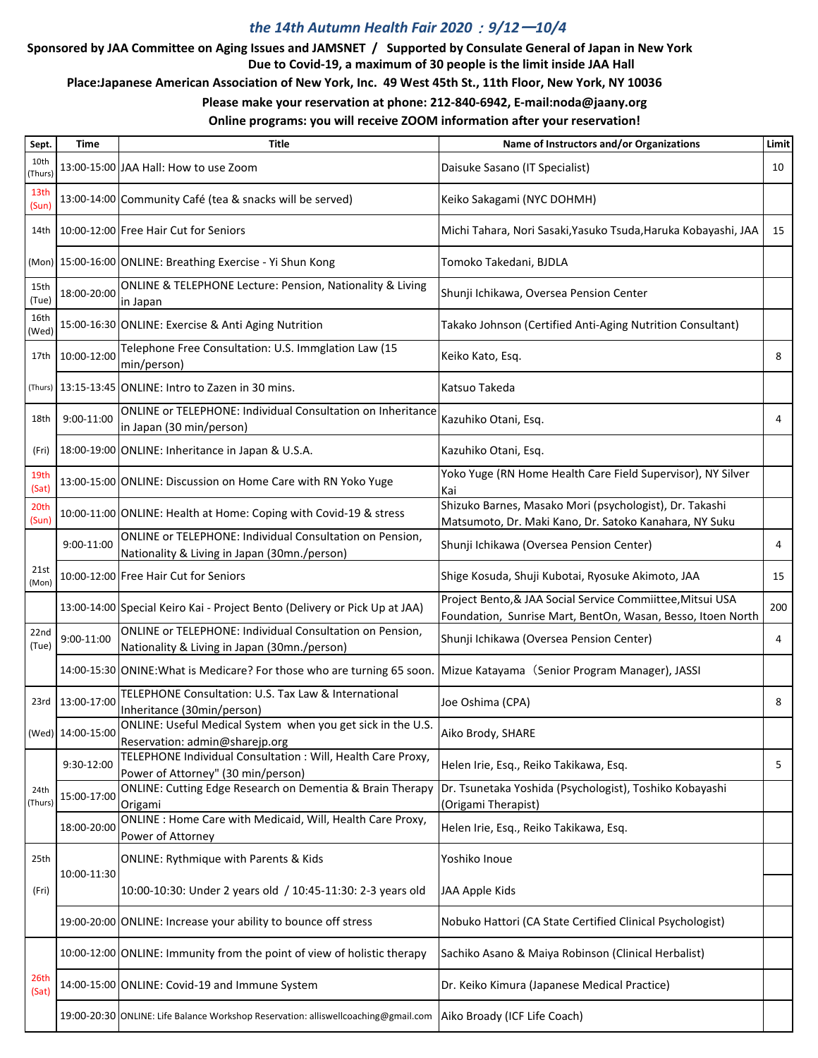# *the 14th Autumn Health Fair 2020 ：9/12—10/4*

**Sponsored by JAA Committee on Aging Issues and JAMSNET / Supported by Consulate General of Japan in New York**

**Due to Covid-19, a maximum of 30 people is the limit inside JAA Hall**

**Place:Japanese American Association of New York, Inc. 49 West 45th St., 11th Floor, New York, NY 10036**

**Please make your reservation at phone: 212-840-6942, E-mail:noda@jaany.org**

**Online programs: you will receive ZOOM information after your reservation!**

| Sept. | Time | Title | Name of Instructors and/or Organizations | Limit |
|---|---|---|---|---|
| 10th (Thurs) | 13:00-15:00 | JAA Hall: How to use Zoom | Daisuke Sasano (IT Specialist) | 10 |
| 13th (Sun) | 13:00-14:00 | Community Café (tea & snacks will be served) | Keiko Sakagami (NYC DOHMH) | |
| 14th (Mon) | 10:00-12:00 | Free Hair Cut for Seniors | Michi Tahara, Nori Sasaki,Yasuko Tsuda,Haruka Kobayashi, JAA | 15 |
| | 15:00-16:00 | ONLINE: Breathing Exercise - Yi Shun Kong | Tomoko Takedani, BJDLA | |
| 15th (Tue) | 18:00-20:00 | ONLINE & TELEPHONE Lecture: Pension, Nationality & Living in Japan | Shunji Ichikawa, Oversea Pension Center | |
| 16th (Wed) | 15:00-16:30 | ONLINE: Exercise & Anti Aging Nutrition | Takako Johnson (Certified Anti-Aging Nutrition Consultant) | |
| 17th (Thurs) | 10:00-12:00 | Telephone Free Consultation: U.S. Immglation Law (15 min/person) | Keiko Kato, Esq. | 8 |
| | 13:15-13:45 | ONLINE: Intro to Zazen in 30 mins. | Katsuo Takeda | |
| 18th (Fri) | 9:00-11:00 | ONLINE or TELEPHONE: Individual Consultation on Inheritance in Japan (30 min/person) | Kazuhiko Otani, Esq. | 4 |
| | 18:00-19:00 | ONLINE: Inheritance in Japan & U.S.A. | Kazuhiko Otani, Esq. | |
| 19th (Sat) | 13:00-15:00 | ONLINE: Discussion on Home Care with RN Yoko Yuge | Yoko Yuge (RN Home Health Care Field Supervisor), NY Silver Kai | |
| 20th (Sun) | 10:00-11:00 | ONLINE: Health at Home: Coping with Covid-19 & stress | Shizuko Barnes, Masako Mori (psychologist), Dr. Takashi Matsumoto, Dr. Maki Kano, Dr. Satoko Kanahara, NY Suku | |
| 21st (Mon) | 9:00-11:00 | ONLINE or TELEPHONE: Individual Consultation on Pension, Nationality & Living in Japan (30mn./person) | Shunji Ichikawa (Oversea Pension Center) | 4 |
| | 10:00-12:00 | Free Hair Cut for Seniors | Shige Kosuda, Shuji Kubotai, Ryosuke Akimoto, JAA | 15 |
| | 13:00-14:00 | Special Keiro Kai - Project Bento (Delivery or Pick Up at JAA) | Project Bento,& JAA Social Service Commiittee,Mitsui USA Foundation, Sunrise Mart, BentOn, Wasan, Besso, Itoen North | 200 |
| 22nd (Tue) | 9:00-11:00 | ONLINE or TELEPHONE: Individual Consultation on Pension, Nationality & Living in Japan (30mn./person) | Shunji Ichikawa (Oversea Pension Center) | 4 |
| | 14:00-15:30 | ONINE:What is Medicare? For those who are turning 65 soon. | Mizue Katayama（Senior Program Manager), JASSI | |
| 23rd (Wed) | 13:00-17:00 | TELEPHONE Consultation: U.S. Tax Law & International Inheritance (30min/person) | Joe Oshima (CPA) | 8 |
| | 14:00-15:00 | ONLINE: Useful Medical System when you get sick in the U.S. Reservation: admin@sharejp.org | Aiko Brody, SHARE | |
| 24th (Thurs) | 9:30-12:00 | TELEPHONE Individual Consultation : Will, Health Care Proxy, Power of Attorney" (30 min/person) | Helen Irie, Esq., Reiko Takikawa, Esq. | 5 |
| | 15:00-17:00 | ONLINE: Cutting Edge Research on Dementia & Brain Therapy Origami | Dr. Tsunetaka Yoshida (Psychologist), Toshiko Kobayashi (Origami Therapist) | |
| | 18:00-20:00 | ONLINE : Home Care with Medicaid, Will, Health Care Proxy, Power of Attorney | Helen Irie, Esq., Reiko Takikawa, Esq. | |
| 25th (Fri) | 10:00-11:30 | ONLINE: Rythmique with Parents & Kids | Yoshiko Inoue | |
| | | 10:00-10:30: Under 2 years old / 10:45-11:30: 2-3 years old | JAA Apple Kids | |
| | 19:00-20:00 | ONLINE: Increase your ability to bounce off stress | Nobuko Hattori (CA State Certified Clinical Psychologist) | |
| 26th (Sat) | 10:00-12:00 | ONLINE: Immunity from the point of view of holistic therapy | Sachiko Asano & Maiya Robinson (Clinical Herbalist) | |
| | 14:00-15:00 | ONLINE: Covid-19 and Immune System | Dr. Keiko Kimura (Japanese Medical Practice) | |
| | 19:00-20:30 | ONLINE: Life Balance Workshop Reservation: alliswellcoaching@gmail.com | Aiko Broady (ICF Life Coach) | |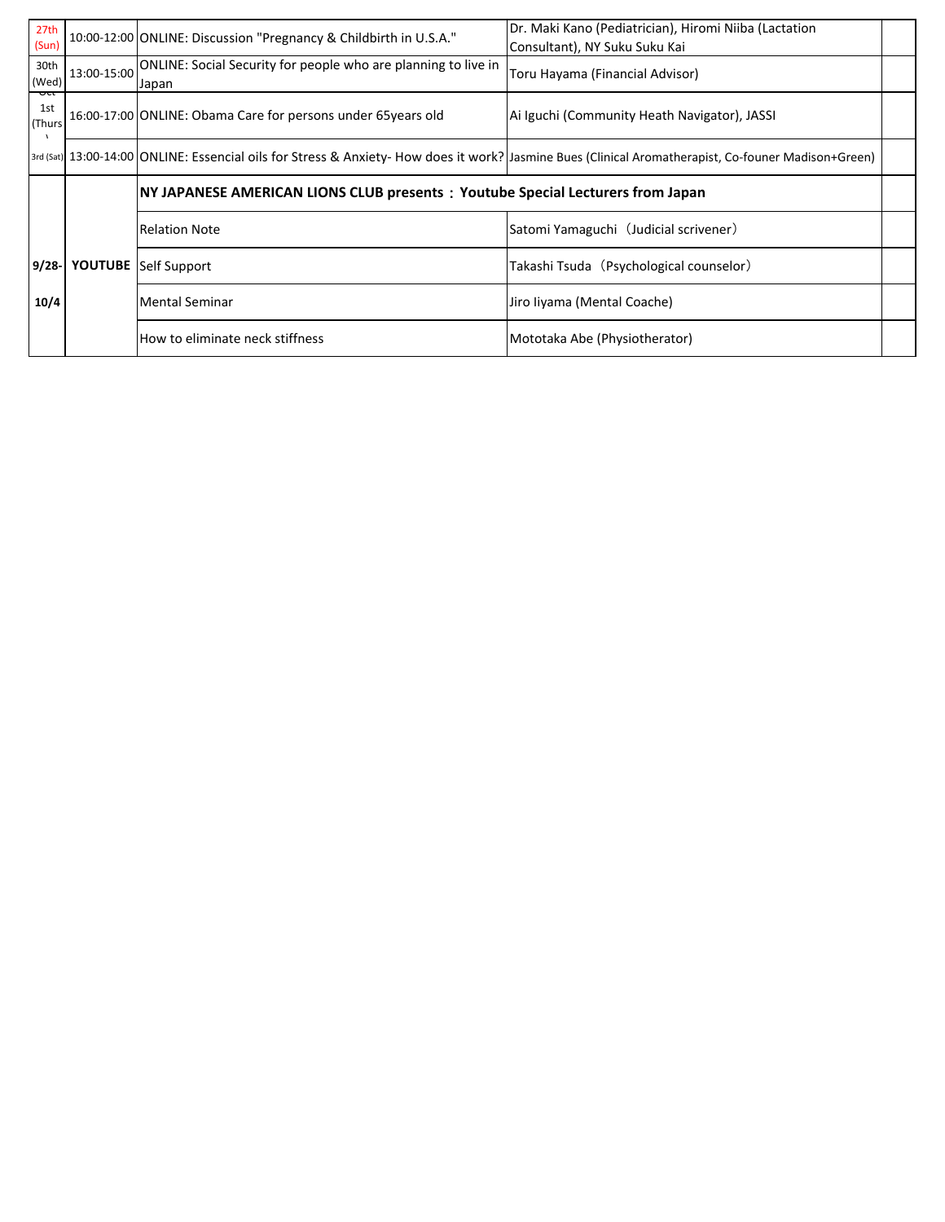| | | | | |
|---|---|---|---|---|
| 27th (Sun) | 10:00-12:00 | ONLINE: Discussion "Pregnancy & Childbirth in U.S.A." | Dr. Maki Kano (Pediatrician), Hiromi Niiba (Lactation Consultant), NY Suku Suku Kai | |
| 30th (Wed) | 13:00-15:00 | ONLINE: Social Security for people who are planning to live in Japan | Toru Hayama (Financial Advisor) | |
| Oct 1st (Thurs) | 16:00-17:00 | ONLINE: Obama Care for persons under 65years old | Ai Iguchi (Community Heath Navigator), JASSI | |
| 3rd (Sat) | 13:00-14:00 | ONLINE: Essencial oils for Stress & Anxiety- How does it work? | Jasmine Bues (Clinical Aromatherapist, Co-founer Madison+Green) | |
| | | **NY JAPANESE AMERICAN LIONS CLUB presents：Youtube Special Lecturers from Japan** | | |
| **9/28-10/4** | **YOUTUBE** | Relation Note | Satomi Yamaguchi（Judicial scrivener） | |
| | | Self Support | Takashi Tsuda（Psychological counselor） | |
| | | Mental Seminar | Jiro Iiyama (Mental Coache) | |
| | | How to eliminate neck stiffness | Mototaka Abe (Physiotherator) | |